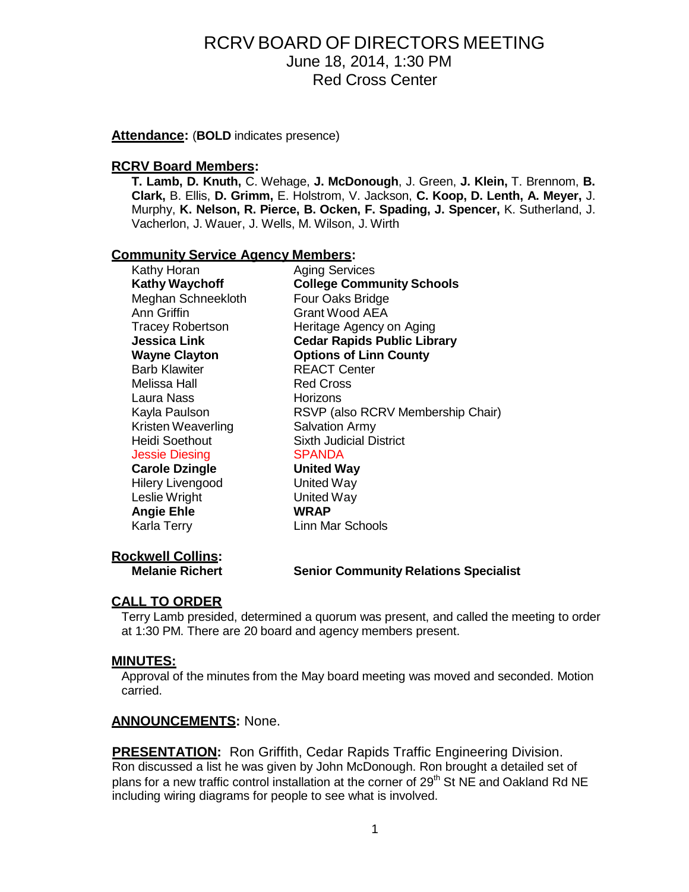# RCRV BOARD OF DIRECTORS MEETING

June 18, 2014, 1:30 PM
Red Cross Center

**Attendance:** (**BOLD** indicates presence)

## RCRV Board Members:

**T. Lamb, D. Knuth,** C. Wehage, **J. McDonough**, J. Green, **J. Klein,** T. Brennom, **B. Clark,** B. Ellis, **D. Grimm,** E. Holstrom, V. Jackson, **C. Koop, D. Lenth, A. Meyer,** J. Murphy, **K. Nelson, R. Pierce, B. Ocken, F. Spading, J. Spencer,** K. Sutherland, J. Vacherlon, J. Wauer, J. Wells, M. Wilson, J. Wirth

## Community Service Agency Members:

| | |
|---|---|
| Kathy Horan | Aging Services |
| **Kathy Waychoff** | **College Community Schools** |
| Meghan Schneekloth | Four Oaks Bridge |
| Ann Griffin | Grant Wood AEA |
| Tracey Robertson | Heritage Agency on Aging |
| **Jessica Link** | **Cedar Rapids Public Library** |
| **Wayne Clayton** | **Options of Linn County** |
| Barb Klawiter | REACT Center |
| Melissa Hall | Red Cross |
| Laura Nass | Horizons |
| Kayla Paulson | RSVP (also RCRV Membership Chair) |
| Kristen Weaverling | Salvation Army |
| Heidi Soethout | Sixth Judicial District |
| Jessie Diesing | SPANDA |
| **Carole Dzingle** | **United Way** |
| Hilery Livengood | United Way |
| Leslie Wright | United Way |
| **Angie Ehle** | **WRAP** |
| Karla Terry | Linn Mar Schools |

## Rockwell Collins:

| | |
|---|---|
| **Melanie Richert** | **Senior Community Relations Specialist** |

## CALL TO ORDER

Terry Lamb presided, determined a quorum was present, and called the meeting to order at 1:30 PM. There are 20 board and agency members present.

## MINUTES:

Approval of the minutes from the May board meeting was moved and seconded. Motion carried.

**ANNOUNCEMENTS:** None.

**PRESENTATION:** Ron Griffith, Cedar Rapids Traffic Engineering Division.
Ron discussed a list he was given by John McDonough. Ron brought a detailed set of plans for a new traffic control installation at the corner of 29th St NE and Oakland Rd NE including wiring diagrams for people to see what is involved.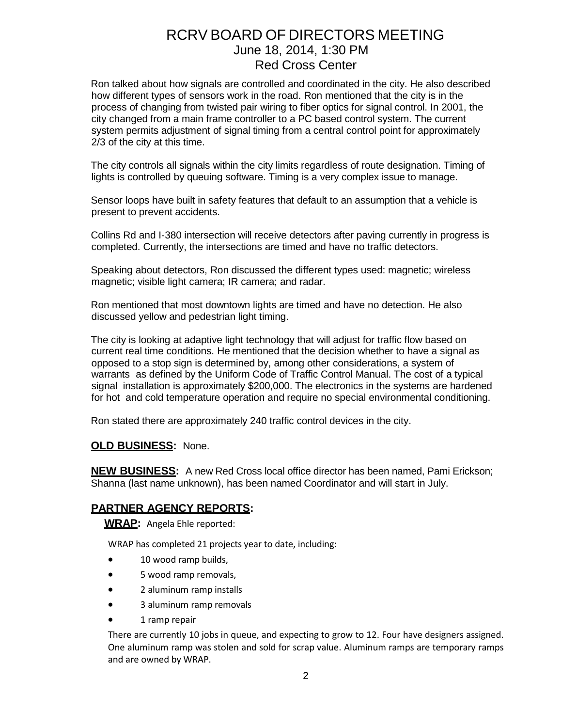Ron talked about how signals are controlled and coordinated in the city. He also described how different types of sensors work in the road. Ron mentioned that the city is in the process of changing from twisted pair wiring to fiber optics for signal control. In 2001, the city changed from a main frame controller to a PC based control system. The current system permits adjustment of signal timing from a central control point for approximately 2/3 of the city at this time.

The city controls all signals within the city limits regardless of route designation. Timing of lights is controlled by queuing software. Timing is a very complex issue to manage.

Sensor loops have built in safety features that default to an assumption that a vehicle is present to prevent accidents.

Collins Rd and I-380 intersection will receive detectors after paving currently in progress is completed. Currently, the intersections are timed and have no traffic detectors.

Speaking about detectors, Ron discussed the different types used: magnetic; wireless magnetic; visible light camera; IR camera; and radar.

Ron mentioned that most downtown lights are timed and have no detection. He also discussed yellow and pedestrian light timing.

The city is looking at adaptive light technology that will adjust for traffic flow based on current real time conditions. He mentioned that the decision whether to have a signal as opposed to a stop sign is determined by, among other considerations, a system of warrants as defined by the Uniform Code of Traffic Control Manual. The cost of a typical signal installation is approximately $200,000. The electronics in the systems are hardened for hot and cold temperature operation and require no special environmental conditioning.

Ron stated there are approximately 240 traffic control devices in the city.

**OLD BUSINESS:** None.

**NEW BUSINESS:** A new Red Cross local office director has been named, Pami Erickson; Shanna (last name unknown), has been named Coordinator and will start in July.

## PARTNER AGENCY REPORTS:

**WRAP:** Angela Ehle reported:

WRAP has completed 21 projects year to date, including:

- 10 wood ramp builds,
- 5 wood ramp removals,
- 2 aluminum ramp installs
- 3 aluminum ramp removals
- 1 ramp repair

There are currently 10 jobs in queue, and expecting to grow to 12. Four have designers assigned. One aluminum ramp was stolen and sold for scrap value. Aluminum ramps are temporary ramps and are owned by WRAP.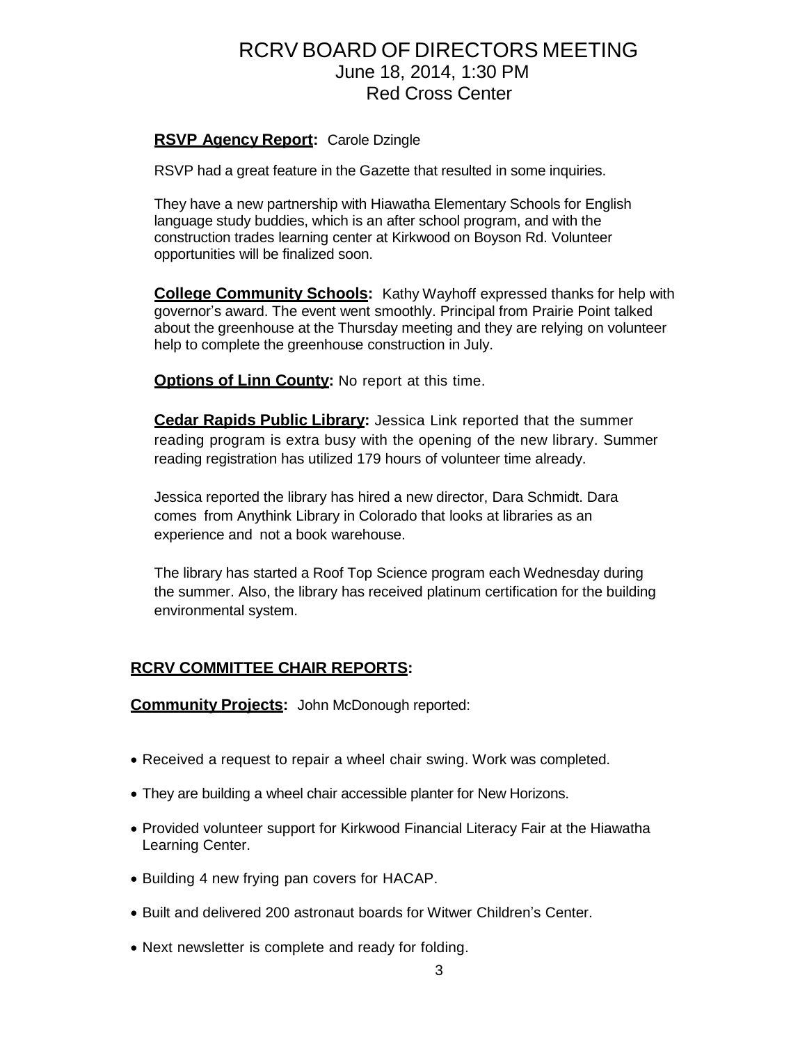**RSVP Agency Report:** Carole Dzingle

RSVP had a great feature in the Gazette that resulted in some inquiries.

They have a new partnership with Hiawatha Elementary Schools for English language study buddies, which is an after school program, and with the construction trades learning center at Kirkwood on Boyson Rd. Volunteer opportunities will be finalized soon.

**College Community Schools:** Kathy Wayhoff expressed thanks for help with governor's award. The event went smoothly. Principal from Prairie Point talked about the greenhouse at the Thursday meeting and they are relying on volunteer help to complete the greenhouse construction in July.

**Options of Linn County:** No report at this time.

**Cedar Rapids Public Library:** Jessica Link reported that the summer reading program is extra busy with the opening of the new library. Summer reading registration has utilized 179 hours of volunteer time already.

Jessica reported the library has hired a new director, Dara Schmidt. Dara comes from Anythink Library in Colorado that looks at libraries as an experience and not a book warehouse.

The library has started a Roof Top Science program each Wednesday during the summer. Also, the library has received platinum certification for the building environmental system.

## RCRV COMMITTEE CHAIR REPORTS:

**Community Projects:** John McDonough reported:

- Received a request to repair a wheel chair swing. Work was completed.
- They are building a wheel chair accessible planter for New Horizons.
- Provided volunteer support for Kirkwood Financial Literacy Fair at the Hiawatha Learning Center.
- Building 4 new frying pan covers for HACAP.
- Built and delivered 200 astronaut boards for Witwer Children's Center.
- Next newsletter is complete and ready for folding.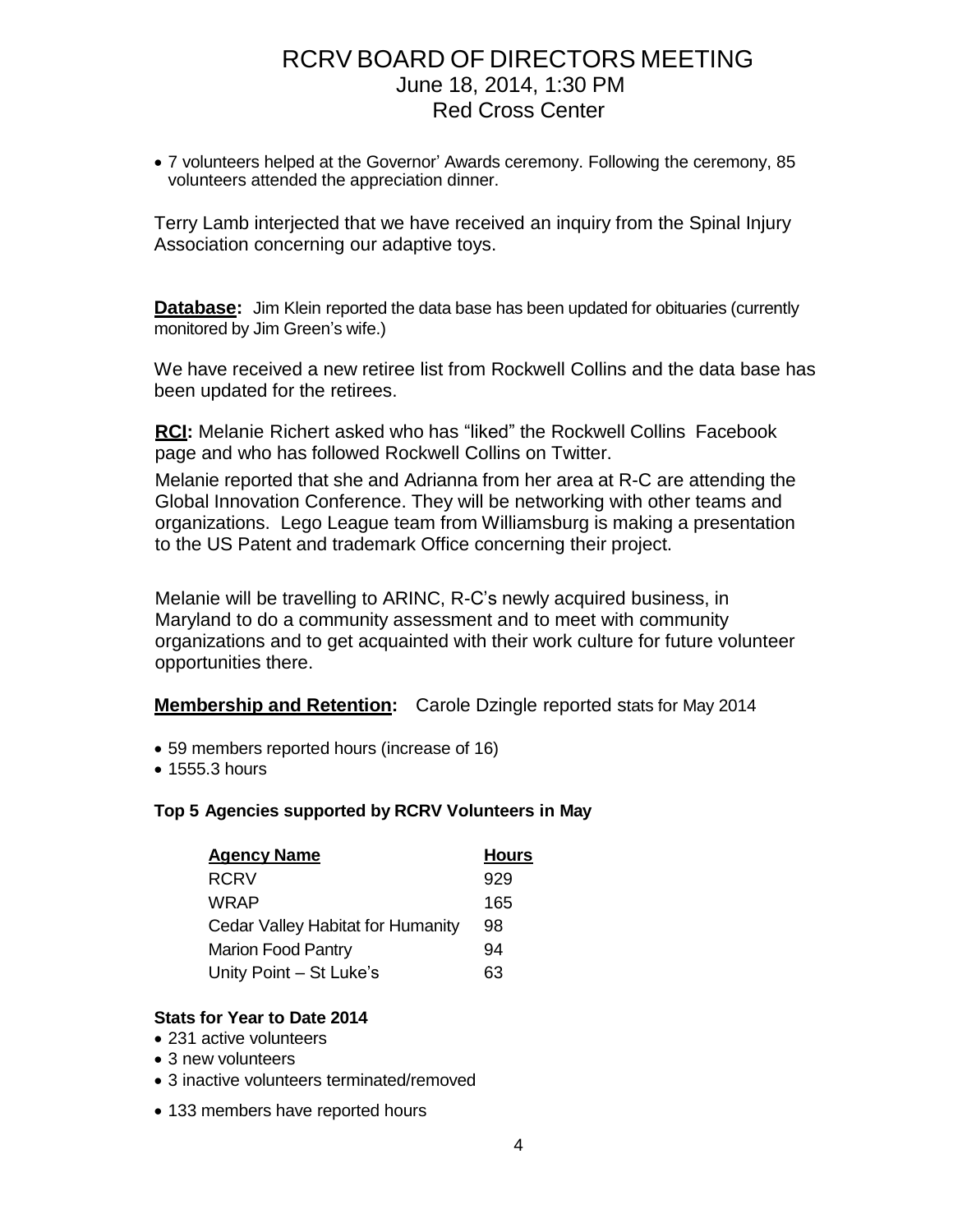# RCRV BOARD OF DIRECTORS MEETING
June 18, 2014, 1:30 PM
Red Cross Center

- 7 volunteers helped at the Governor' Awards ceremony. Following the ceremony, 85 volunteers attended the appreciation dinner.

Terry Lamb interjected that we have received an inquiry from the Spinal Injury Association concerning our adaptive toys.

**Database:** Jim Klein reported the data base has been updated for obituaries (currently monitored by Jim Green's wife.)

We have received a new retiree list from Rockwell Collins and the data base has been updated for the retirees.

**RCI:** Melanie Richert asked who has "liked" the Rockwell Collins Facebook page and who has followed Rockwell Collins on Twitter.

Melanie reported that she and Adrianna from her area at R-C are attending the Global Innovation Conference. They will be networking with other teams and organizations. Lego League team from Williamsburg is making a presentation to the US Patent and trademark Office concerning their project.

Melanie will be travelling to ARINC, R-C's newly acquired business, in Maryland to do a community assessment and to meet with community organizations and to get acquainted with their work culture for future volunteer opportunities there.

**Membership and Retention:** Carole Dzingle reported stats for May 2014

- 59 members reported hours (increase of 16)
- 1555.3 hours

**Top 5 Agencies supported by RCRV Volunteers in May**

| Agency Name | Hours |
|---|---|
| RCRV | 929 |
| WRAP | 165 |
| Cedar Valley Habitat for Humanity | 98 |
| Marion Food Pantry | 94 |
| Unity Point – St Luke's | 63 |

**Stats for Year to Date 2014**

- 231 active volunteers
- 3 new volunteers
- 3 inactive volunteers terminated/removed
- 133 members have reported hours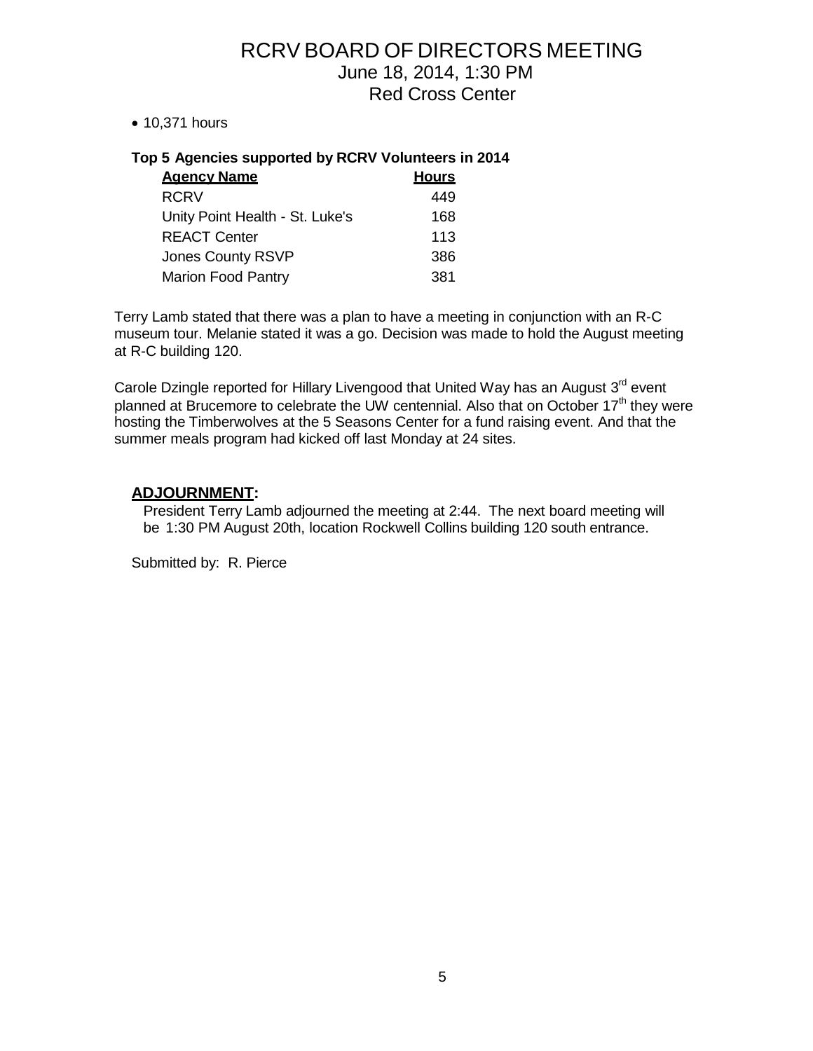- 10,371 hours

**Top 5 Agencies supported by RCRV Volunteers in 2014**

| Agency Name | Hours |
| --- | --- |
| RCRV | 449 |
| Unity Point Health - St. Luke's | 168 |
| REACT Center | 113 |
| Jones County RSVP | 386 |
| Marion Food Pantry | 381 |

Terry Lamb stated that there was a plan to have a meeting in conjunction with an R-C museum tour. Melanie stated it was a go. Decision was made to hold the August meeting at R-C building 120.

Carole Dzingle reported for Hillary Livengood that United Way has an August 3rd event planned at Brucemore to celebrate the UW centennial. Also that on October 17th they were hosting the Timberwolves at the 5 Seasons Center for a fund raising event. And that the summer meals program had kicked off last Monday at 24 sites.

## ADJOURNMENT:

President Terry Lamb adjourned the meeting at 2:44. The next board meeting will be 1:30 PM August 20th, location Rockwell Collins building 120 south entrance.

Submitted by: R. Pierce